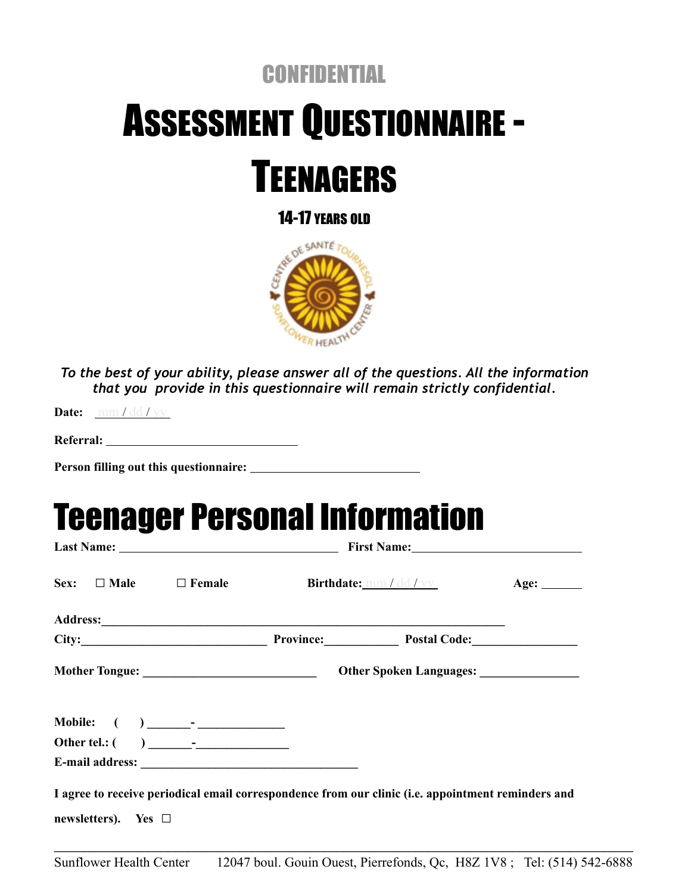CONFIDENTIAL

# ASSESSMENT QUESTIONNAIRE - TEENAGERS

### 14-17 YEARS OLD

*To the best of your ability, please answer all of the questions. All the information that you provide in this questionnaire will remain strictly confidential.*

**Date:** mm / dd / yy

**Referral:** ______________________________

**Person filling out this questionnaire:** ___________________________

# Teenager Personal Information

**Last Name:** __________________________________ **First Name:** ___________________________

**Sex:** ☐ **Male** ☐ **Female** **Birthdate:** mm / dd / yy **Age:** ______

**Address:** ________________________________________________________________

**City:** _____________________________ **Province:** ___________ **Postal Code:** ________________

**Mother Tongue:** ___________________________ **Other Spoken Languages:** _______________

**Mobile:** ( ) _______- _____________

**Other tel.:** ( ) _______-______________

**E-mail address:** __________________________________

**I agree to receive periodical email correspondence from our clinic (i.e. appointment reminders and newsletters).** **Yes** ☐

Sunflower Health Center 12047 boul. Gouin Ouest, Pierrefonds, Qc, H8Z 1V8 ; Tel: (514) 542-6888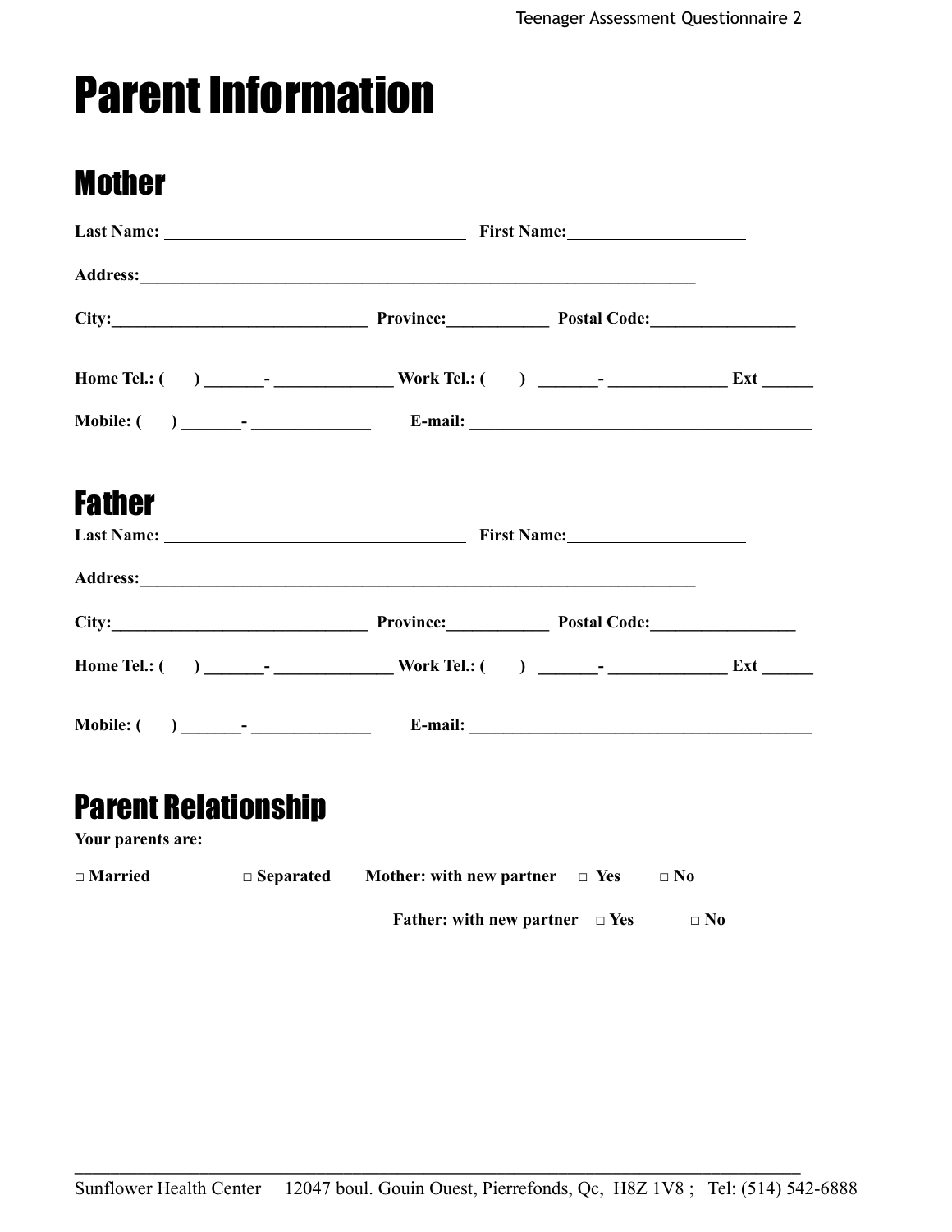# Parent Information

## Mother

**Last Name:** ___________________________________ **First Name:**____________________

**Address:**_________________________________________________________________

**City:**______________________________ **Province:**___________ **Postal Code:**________________

**Home Tel.: (     ) _______- _____________ Work Tel.: (     ) _______- _____________ Ext ______**

**Mobile: (     ) _______- _____________ E-mail: _______________________________________**

## Father

**Last Name:** ___________________________________ **First Name:**____________________

**Address:**_________________________________________________________________

**City:**______________________________ **Province:**___________ **Postal Code:**________________

**Home Tel.: (     ) _______- _____________ Work Tel.: (     ) _______- _____________ Ext ______**

**Mobile: (     ) _______- _____________ E-mail: _______________________________________**

## Parent Relationship

**Your parents are:**

**□ Married** **□ Separated** **Mother: with new partner □ Yes □ No**

**Father: with new partner □ Yes □ No**

Sunflower Health Center 12047 boul. Gouin Ouest, Pierrefonds, Qc, H8Z 1V8 ; Tel: (514) 542-6888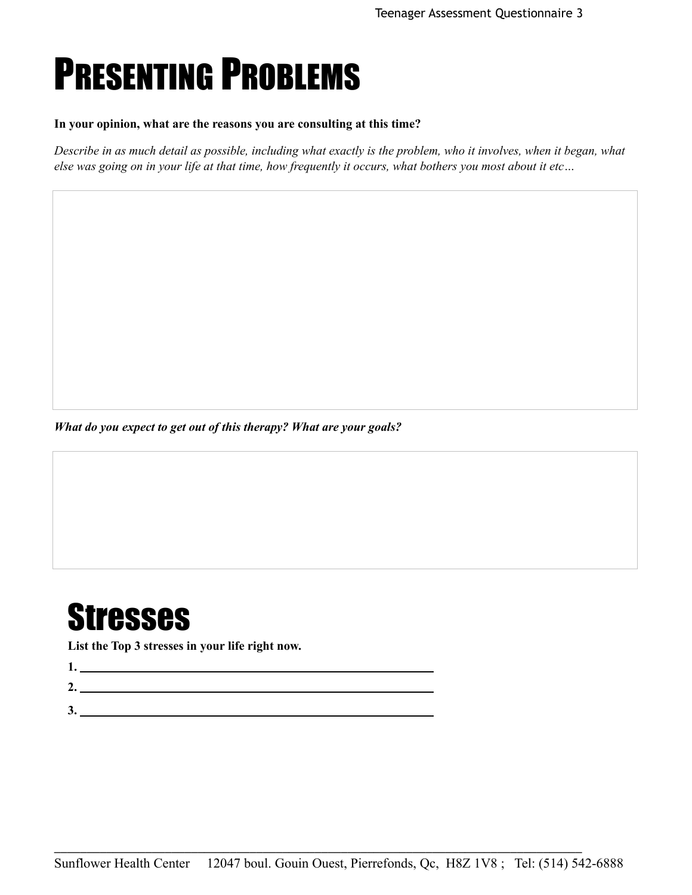# Presenting Problems

**In your opinion, what are the reasons you are consulting at this time?**

*Describe in as much detail as possible, including what exactly is the problem, who it involves, when it began, what else was going on in your life at that time, how frequently it occurs, what bothers you most about it etc…*

***What do you expect to get out of this therapy? What are your goals?***

# Stresses

**List the Top 3 stresses in your life right now.**

**1.** ______________________________

**2.** ______________________________

**3.** ______________________________

Sunflower Health Center 12047 boul. Gouin Ouest, Pierrefonds, Qc, H8Z 1V8 ; Tel: (514) 542-6888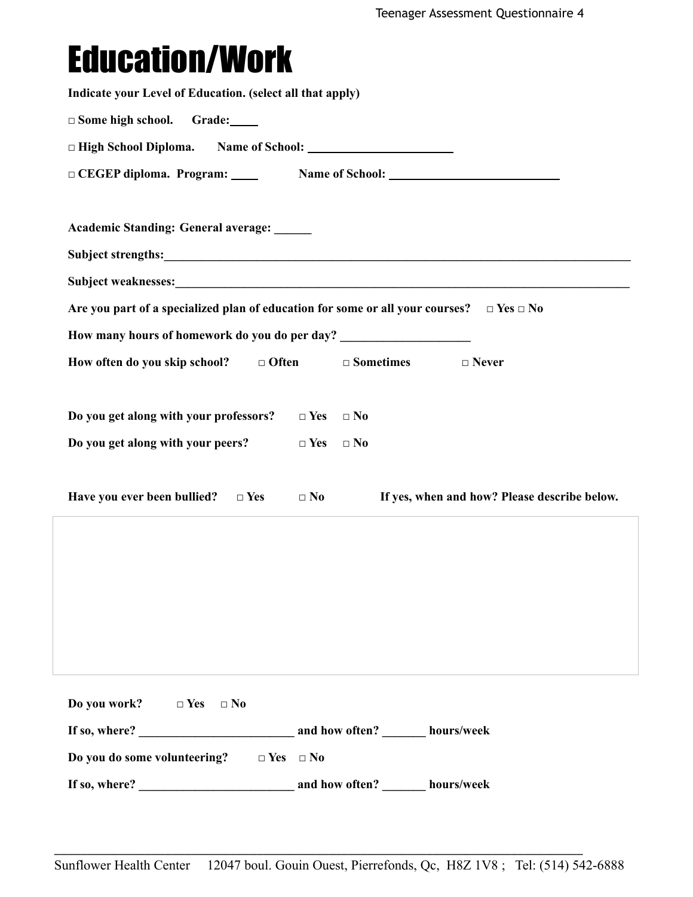# Education/Work

**Indicate your Level of Education. (select all that apply)**

**□ Some high school. Grade:____**

**□ High School Diploma. Name of School: ______________________**

**□ CEGEP diploma. Program: ____ Name of School: ___________________________**

**Academic Standing: General average: ______**

**Subject strengths:_____________________________________________________________________________**

**Subject weaknesses:___________________________________________________________________________**

**Are you part of a specialized plan of education for some or all your courses? □ Yes □ No**

**How many hours of homework do you do per day? ____________________**

**How often do you skip school? □ Often □ Sometimes □ Never**

**Do you get along with your professors? □ Yes □ No**

**Do you get along with your peers? □ Yes □ No**

**Have you ever been bullied? □ Yes □ No If yes, when and how? Please describe below.**

**Do you work? □ Yes □ No**

**If so, where? ________________________ and how often? _______ hours/week**

**Do you do some volunteering? □ Yes □ No**

**If so, where? ________________________ and how often? _______ hours/week**

Sunflower Health Center 12047 boul. Gouin Ouest, Pierrefonds, Qc, H8Z 1V8 ; Tel: (514) 542-6888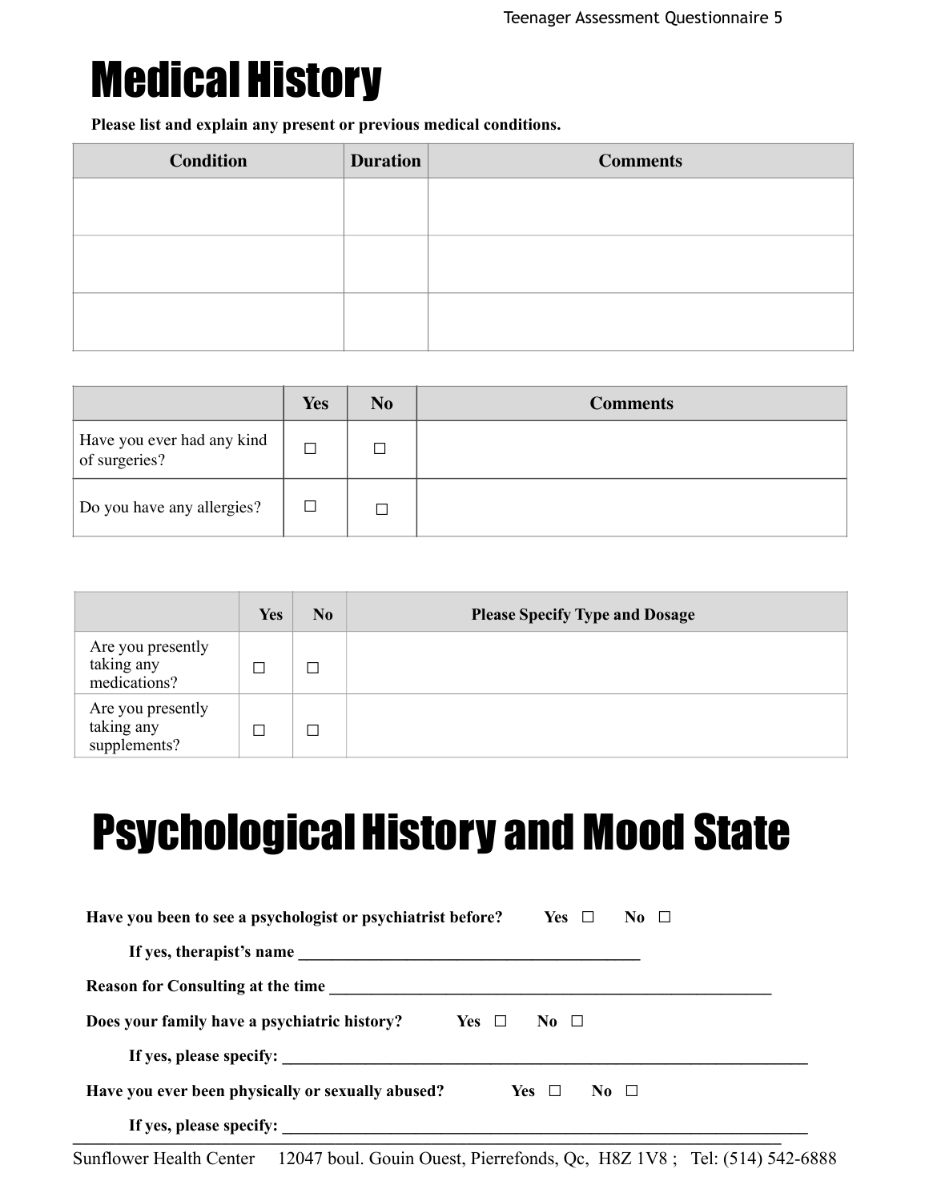# Medical History

**Please list and explain any present or previous medical conditions.**

| Condition | Duration | Comments |
|---|---|---|
| | | |
| | | |
| | | |

| | Yes | No | Comments |
|---|---|---|---|
| Have you ever had any kind of surgeries? | ☐ | ☐ | |
| Do you have any allergies? | ☐ | ☐ | |

| | Yes | No | Please Specify Type and Dosage |
|---|---|---|---|
| Are you presently taking any medications? | ☐ | ☐ | |
| Are you presently taking any supplements? | ☐ | ☐ | |

# Psychological History and Mood State

**Have you been to see a psychologist or psychiatrist before?** **Yes** ☐ **No** ☐

**If yes, therapist's name** ________________________________________

**Reason for Consulting at the time** ____________________________________________________

**Does your family have a psychiatric history?** **Yes** ☐ **No** ☐

**If yes, please specify:** ______________________________________________________________

**Have you ever been physically or sexually abused?** **Yes** ☐ **No** ☐

**If yes, please specify:** ______________________________________________________________

Sunflower Health Center 12047 boul. Gouin Ouest, Pierrefonds, Qc, H8Z 1V8 ; Tel: (514) 542-6888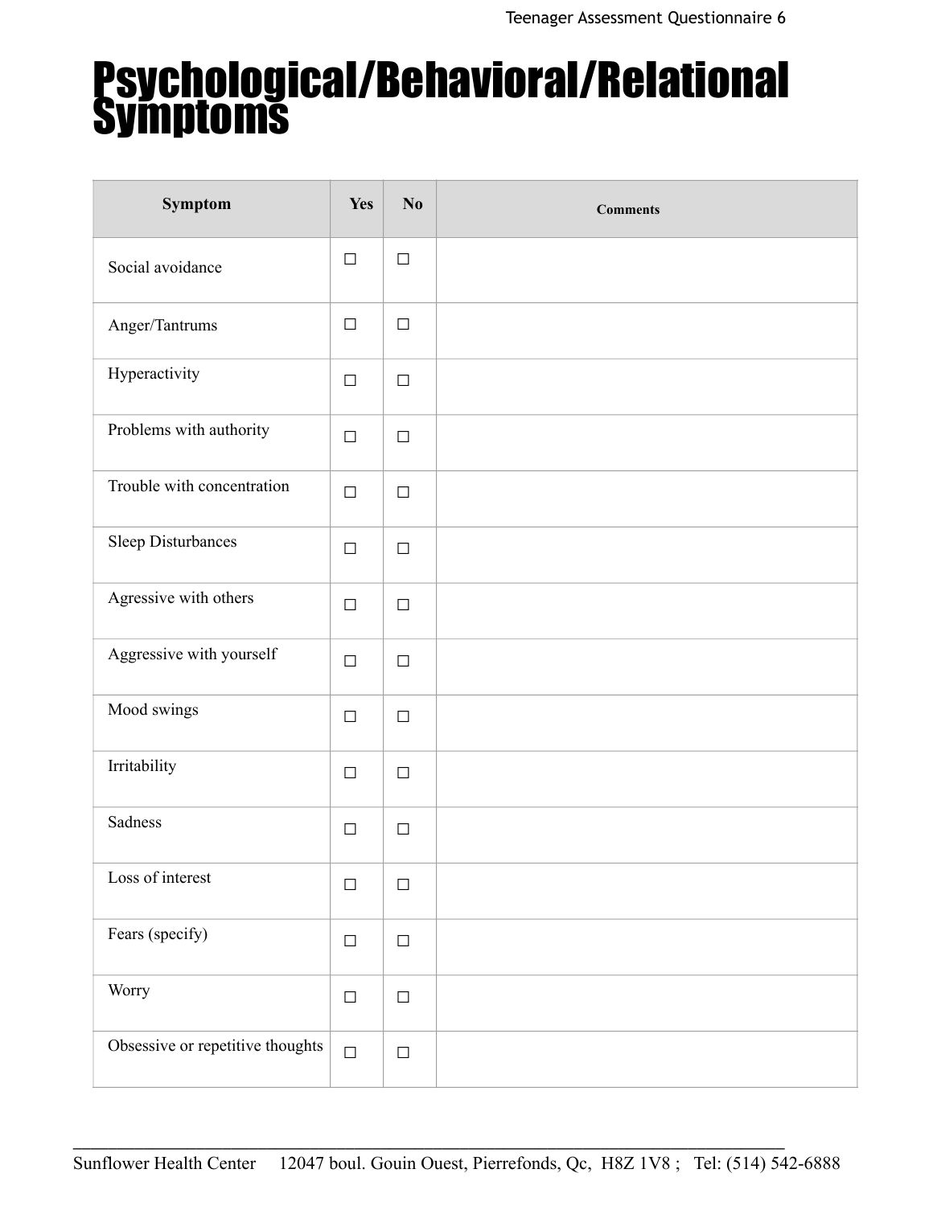# Psychological/Behavioral/Relational Symptoms

| Symptom | Yes | No | Comments |
|---|---|---|---|
| Social avoidance | ☐ | ☐ | |
| Anger/Tantrums | ☐ | ☐ | |
| Hyperactivity | ☐ | ☐ | |
| Problems with authority | ☐ | ☐ | |
| Trouble with concentration | ☐ | ☐ | |
| Sleep Disturbances | ☐ | ☐ | |
| Agressive with others | ☐ | ☐ | |
| Aggressive with yourself | ☐ | ☐ | |
| Mood swings | ☐ | ☐ | |
| Irritability | ☐ | ☐ | |
| Sadness | ☐ | ☐ | |
| Loss of interest | ☐ | ☐ | |
| Fears (specify) | ☐ | ☐ | |
| Worry | ☐ | ☐ | |
| Obsessive or repetitive thoughts | ☐ | ☐ | |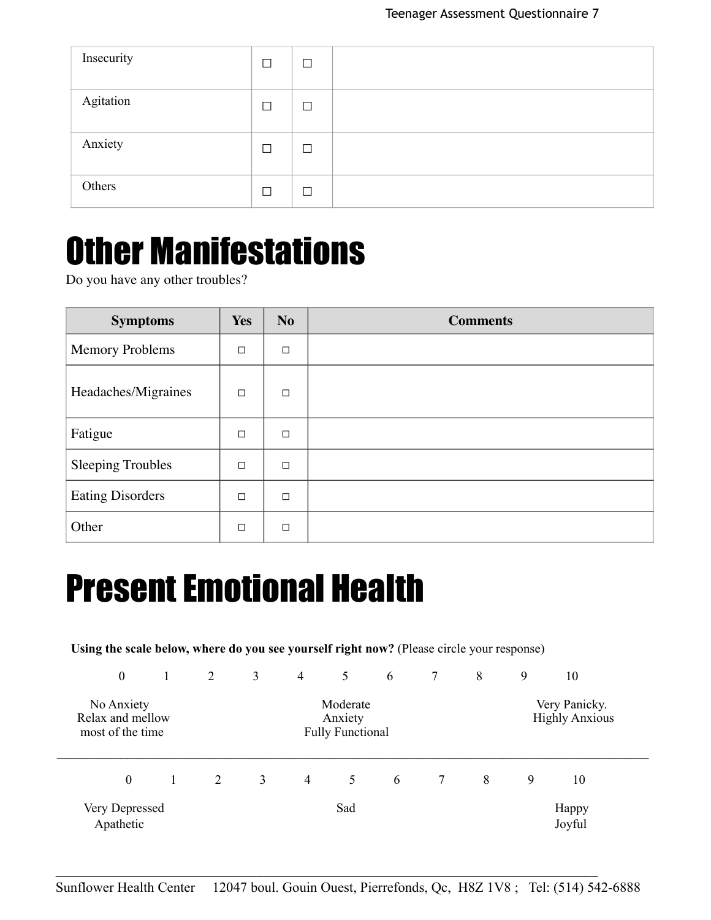| | | | |
|---|---|---|---|
| Insecurity | ☐ | ☐ | |
| Agitation | ☐ | ☐ | |
| Anxiety | ☐ | ☐ | |
| Others | ☐ | ☐ | |

# Other Manifestations

Do you have any other troubles?

| Symptoms | Yes | No | Comments |
|---|---|---|---|
| Memory Problems | ◻ | ◻ | |
| Headaches/Migraines | ◻ | ◻ | |
| Fatigue | ◻ | ◻ | |
| Sleeping Troubles | ◻ | ◻ | |
| Eating Disorders | ◻ | ◻ | |
| Other | ◻ | ◻ | |

# Present Emotional Health

**Using the scale below, where do you see yourself right now?** (Please circle your response)

0 1 2 3 4 5 6 7 8 9 10

| 0 | 5 | 10 |
|---|---|---|
| No Anxiety<br>Relax and mellow<br>most of the time | Moderate<br>Anxiety<br>Fully Functional | Very Panicky.<br>Highly Anxious |

---

0 1 2 3 4 5 6 7 8 9 10

| 0 | 5 | 10 |
|---|---|---|
| Very Depressed<br>Apathetic | Sad | Happy<br>Joyful |

Sunflower Health Center 12047 boul. Gouin Ouest, Pierrefonds, Qc, H8Z 1V8 ; Tel: (514) 542-6888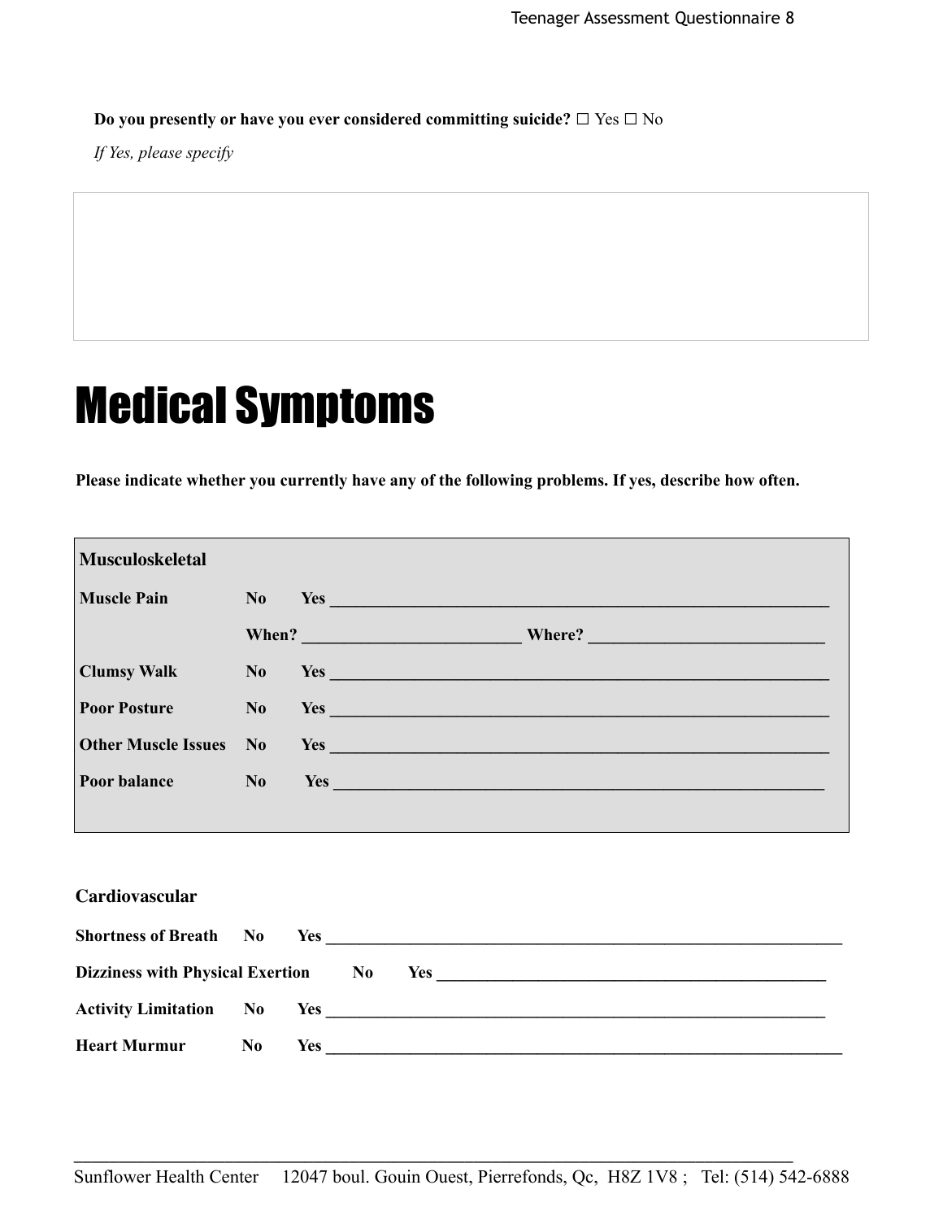**Do you presently or have you ever considered committing suicide?** ☐ Yes ☐ No

*If Yes, please specify*

# Medical Symptoms

**Please indicate whether you currently have any of the following problems. If yes, describe how often.**

**Musculoskeletal**

**Muscle Pain** **No** **Yes** ____________________________________________________________

**When?** __________________________ **Where?** ____________________________

**Clumsy Walk** **No** **Yes** ____________________________________________________________

**Poor Posture** **No** **Yes** ____________________________________________________________

**Other Muscle Issues** **No** **Yes** ____________________________________________________________

**Poor balance** **No** **Yes** ____________________________________________________________

**Cardiovascular**

**Shortness of Breath** **No** **Yes** ______________________________________________________________

**Dizziness with Physical Exertion** **No** **Yes** ______________________________________________

**Activity Limitation** **No** **Yes** ____________________________________________________________

**Heart Murmur** **No** **Yes** ______________________________________________________________

Sunflower Health Center 12047 boul. Gouin Ouest, Pierrefonds, Qc, H8Z 1V8 ; Tel: (514) 542-6888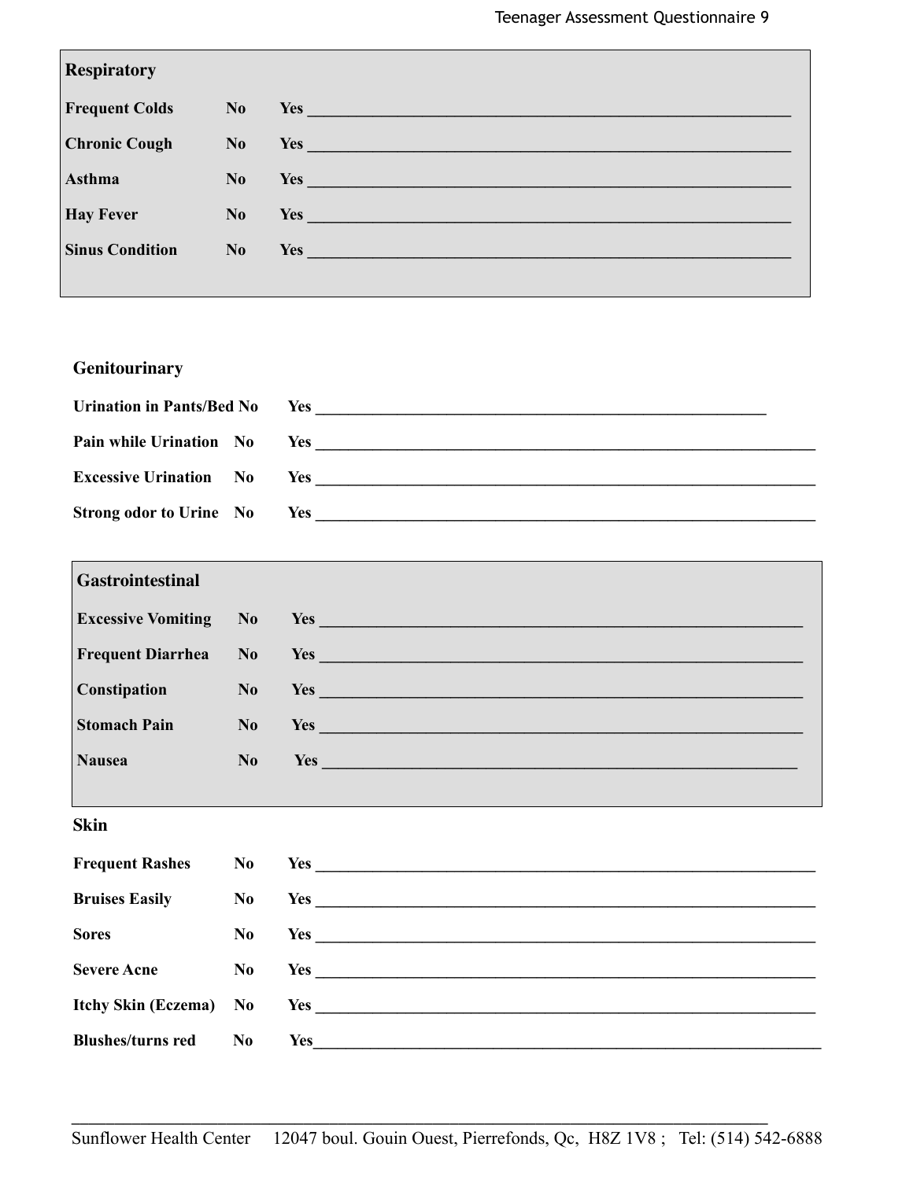## Respiratory

**Frequent Colds** **No** **Yes** ____________________________________________

**Chronic Cough** **No** **Yes** ____________________________________________

**Asthma** **No** **Yes** ____________________________________________

**Hay Fever** **No** **Yes** ____________________________________________

**Sinus Condition** **No** **Yes** ____________________________________________

## Genitourinary

**Urination in Pants/Bed** **No** **Yes** ____________________________________________

**Pain while Urination** **No** **Yes** ____________________________________________

**Excessive Urination** **No** **Yes** ____________________________________________

**Strong odor to Urine** **No** **Yes** ____________________________________________

## Gastrointestinal

**Excessive Vomiting** **No** **Yes** ____________________________________________

**Frequent Diarrhea** **No** **Yes** ____________________________________________

**Constipation** **No** **Yes** ____________________________________________

**Stomach Pain** **No** **Yes** ____________________________________________

**Nausea** **No** **Yes** ____________________________________________

## Skin

**Frequent Rashes** **No** **Yes** ____________________________________________

**Bruises Easily** **No** **Yes** ____________________________________________

**Sores** **No** **Yes** ____________________________________________

**Severe Acne** **No** **Yes** ____________________________________________

**Itchy Skin (Eczema)** **No** **Yes** ____________________________________________

**Blushes/turns red** **No** **Yes** ____________________________________________

Sunflower Health Center 12047 boul. Gouin Ouest, Pierrefonds, Qc, H8Z 1V8 ; Tel: (514) 542-6888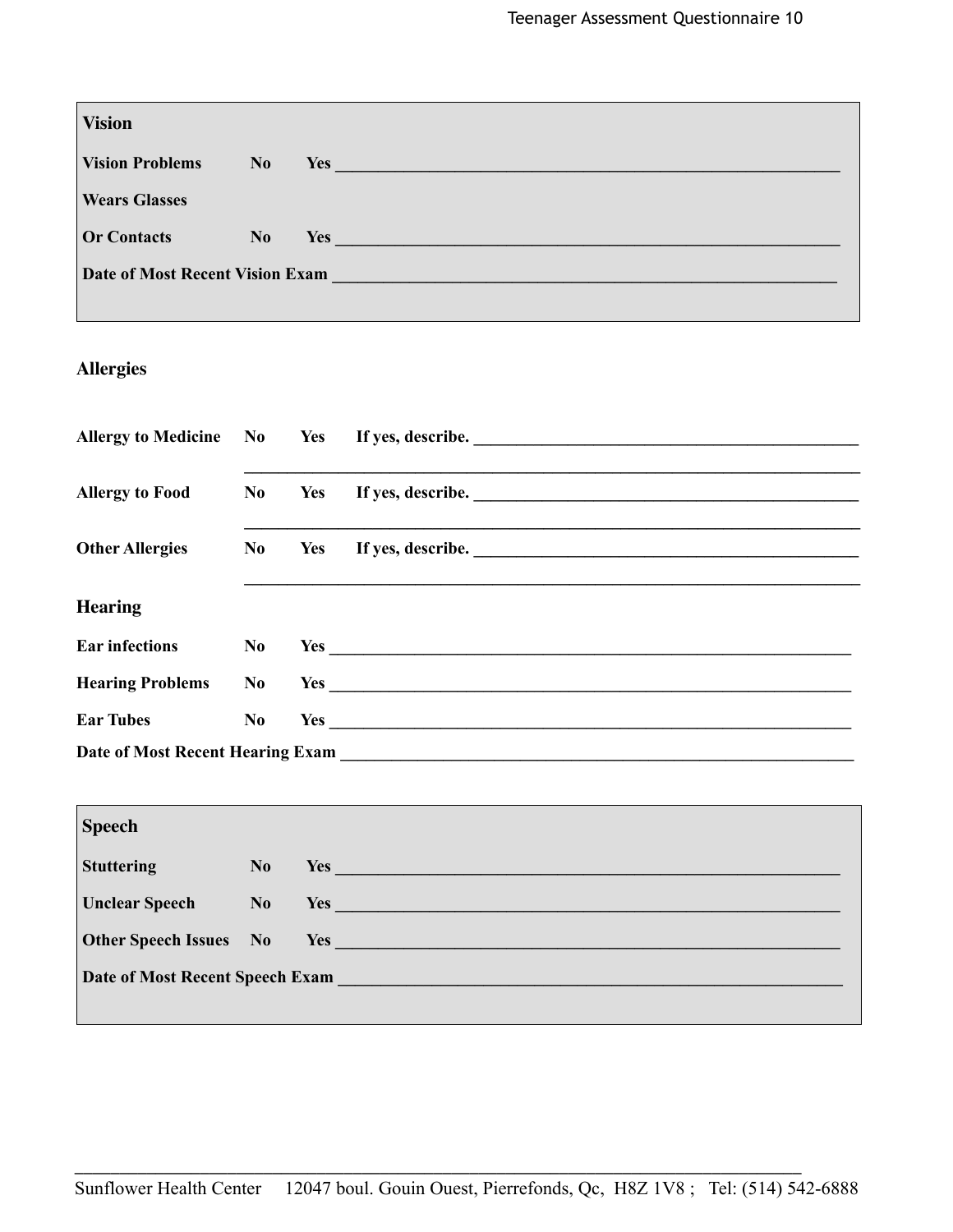## Vision

**Vision Problems** **No** **Yes** ____________________________________________

**Wears Glasses**

**Or Contacts** **No** **Yes** ____________________________________________

**Date of Most Recent Vision Exam** ____________________________________________

## Allergies

**Allergy to Medicine** **No** **Yes** **If yes, describe.** ____________________________________________

____________________________________________

**Allergy to Food** **No** **Yes** **If yes, describe.** ____________________________________________

____________________________________________

**Other Allergies** **No** **Yes** **If yes, describe.** ____________________________________________

____________________________________________

## Hearing

**Ear infections** **No** **Yes** ____________________________________________

**Hearing Problems** **No** **Yes** ____________________________________________

**Ear Tubes** **No** **Yes** ____________________________________________

**Date of Most Recent Hearing Exam** ____________________________________________

## Speech

**Stuttering** **No** **Yes** ____________________________________________

**Unclear Speech** **No** **Yes** ____________________________________________

**Other Speech Issues** **No** **Yes** ____________________________________________

**Date of Most Recent Speech Exam** ____________________________________________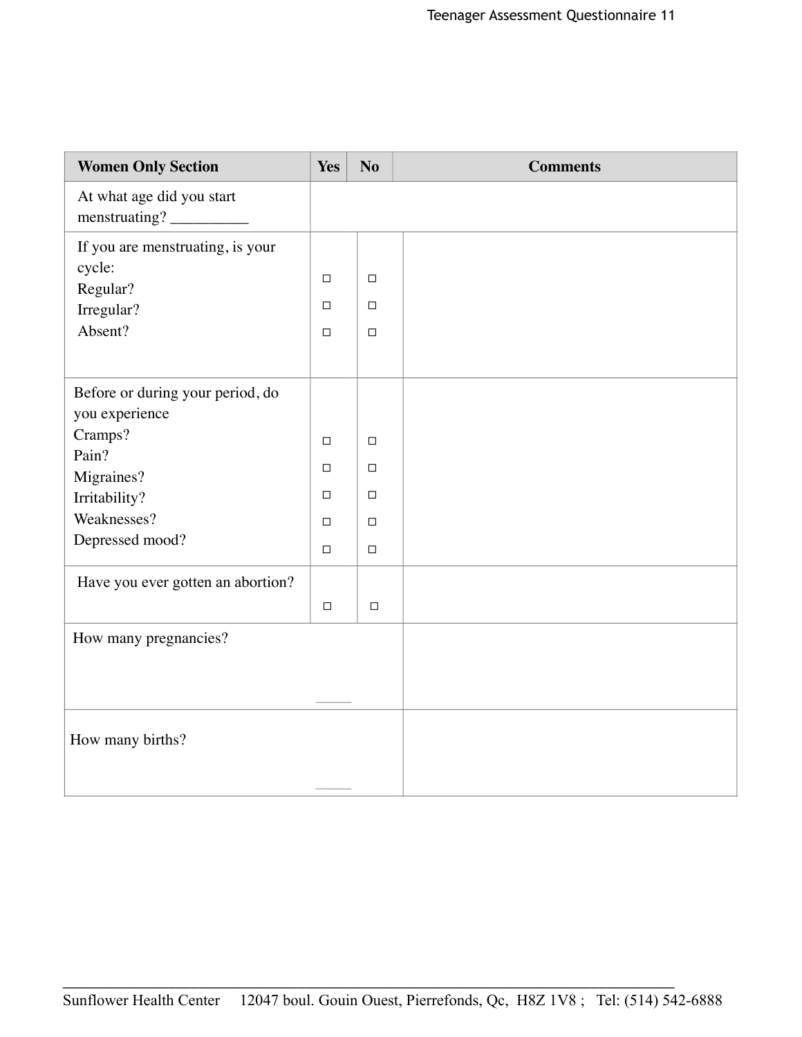| Women Only Section | Yes | No | Comments |
| --- | --- | --- | --- |
| At what age did you start menstruating? __________ | | | |
| If you are menstruating, is your cycle:<br>Regular?<br>Irregular?<br>Absent? | ◻<br>◻<br>◻ | ◻<br>◻<br>◻ | |
| Before or during your period, do you experience<br>Cramps?<br>Pain?<br>Migraines?<br>Irritability?<br>Weaknesses?<br>Depressed mood? | ◻<br>◻<br>◻<br>◻<br>◻ | ◻<br>◻<br>◻<br>◻<br>◻ | |
| Have you ever gotten an abortion? | ◻ | ◻ | |
| How many pregnancies? | _____ | | |
| How many births? | _____ | | |

Sunflower Health Center 12047 boul. Gouin Ouest, Pierrefonds, Qc, H8Z 1V8 ; Tel: (514) 542-6888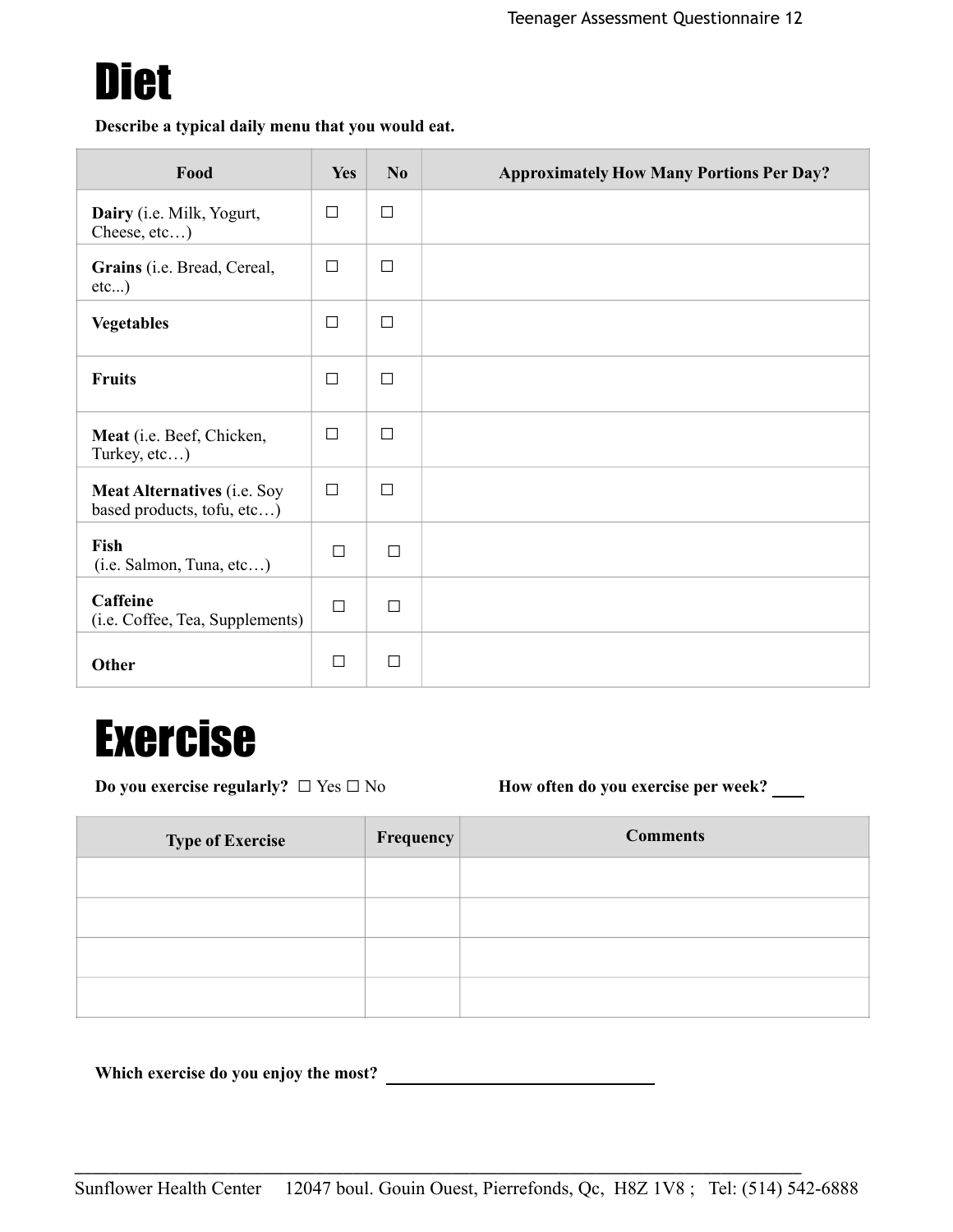# Diet

**Describe a typical daily menu that you would eat.**

| Food | Yes | No | Approximately How Many Portions Per Day? |
|---|---|---|---|
| **Dairy** (i.e. Milk, Yogurt, Cheese, etc…) | ☐ | ☐ | |
| **Grains** (i.e. Bread, Cereal, etc...) | ☐ | ☐ | |
| **Vegetables** | ☐ | ☐ | |
| **Fruits** | ☐ | ☐ | |
| **Meat** (i.e. Beef, Chicken, Turkey, etc…) | ☐ | ☐ | |
| **Meat Alternatives** (i.e. Soy based products, tofu, etc…) | ☐ | ☐ | |
| **Fish** (i.e. Salmon, Tuna, etc…) | ☐ | ☐ | |
| **Caffeine** (i.e. Coffee, Tea, Supplements) | ☐ | ☐ | |
| **Other** | ☐ | ☐ | |

# Exercise

**Do you exercise regularly?** ☐ Yes ☐ No

**How often do you exercise per week?** ____

| Type of Exercise | Frequency | Comments |
|---|---|---|
| | | |
| | | |
| | | |
| | | |

**Which exercise do you enjoy the most?** ______________________________

Sunflower Health Center 12047 boul. Gouin Ouest, Pierrefonds, Qc, H8Z 1V8 ; Tel: (514) 542-6888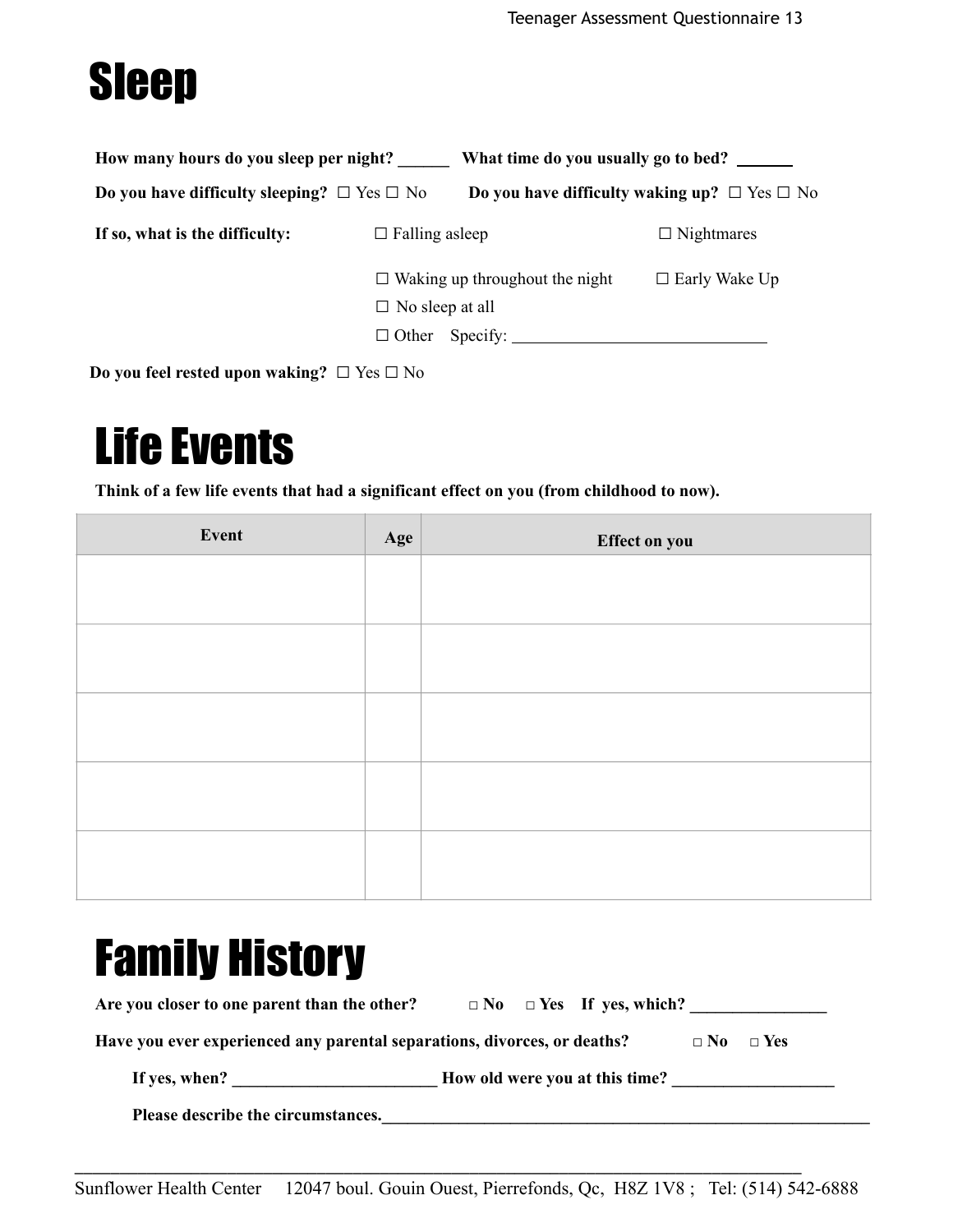# Sleep

**How many hours do you sleep per night?** ______ **What time do you usually go to bed?** ______

**Do you have difficulty sleeping?** ☐ Yes ☐ No **Do you have difficulty waking up?** ☐ Yes ☐ No

**If so, what is the difficulty:**

☐ Falling asleep ☐ Nightmares

☐ Waking up throughout the night ☐ Early Wake Up

☐ No sleep at all

☐ Other Specify: ______________________________

**Do you feel rested upon waking?** ☐ Yes ☐ No

# Life Events

**Think of a few life events that had a significant effect on you (from childhood to now).**

| Event | Age | Effect on you |
|---|---|---|
| | | |
| | | |
| | | |
| | | |
| | | |

# Family History

**Are you closer to one parent than the other?** **□ No □ Yes If yes, which?** ________________

**Have you ever experienced any parental separations, divorces, or deaths?** **□ No □ Yes**

**If yes, when?** ________________________ **How old were you at this time?** ___________________

**Please describe the circumstances.**____________________________________________________________

Sunflower Health Center 12047 boul. Gouin Ouest, Pierrefonds, Qc, H8Z 1V8 ; Tel: (514) 542-6888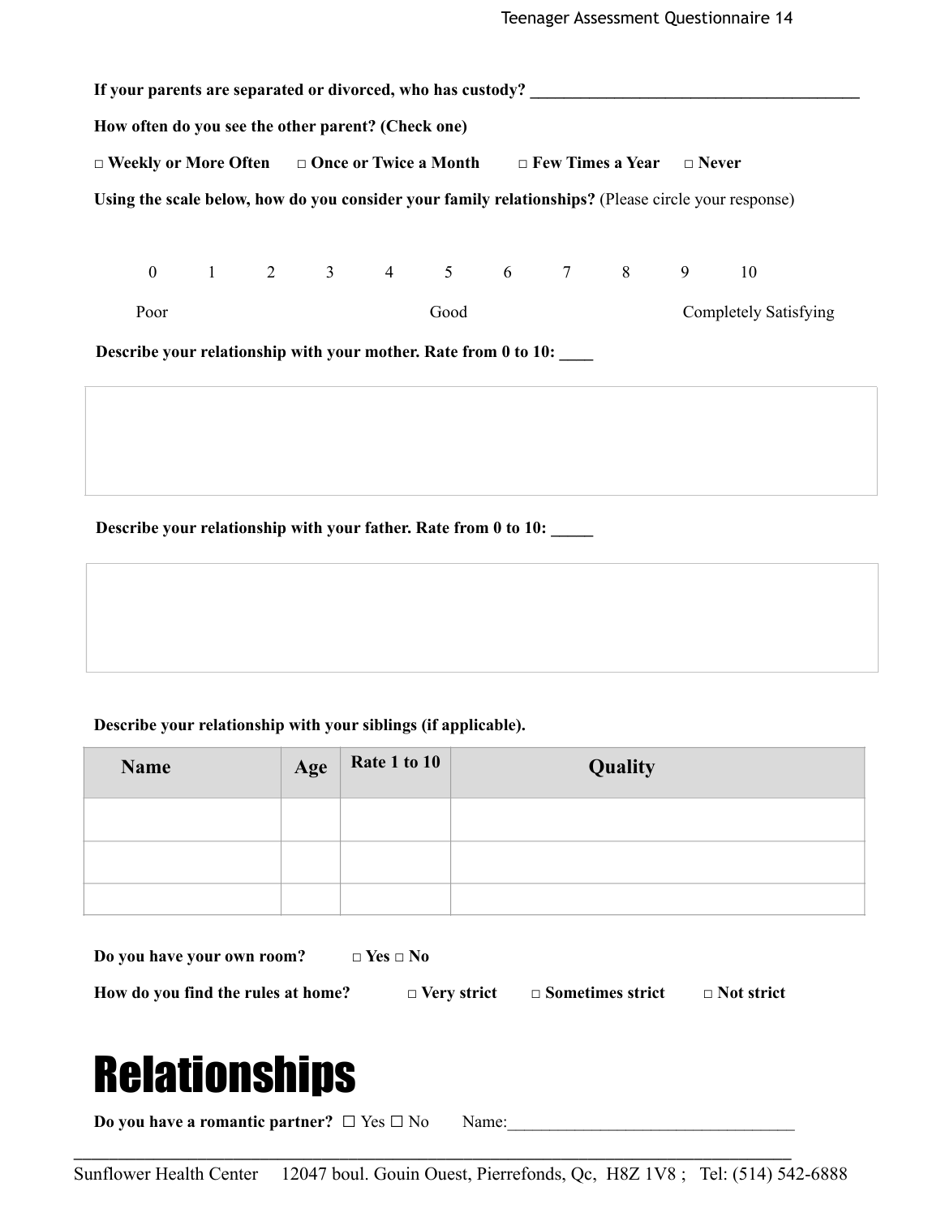**If your parents are separated or divorced, who has custody?** ________________________________________

**How often do you see the other parent? (Check one)**

**□ Weekly or More Often   □ Once or Twice a Month   □ Few Times a Year   □ Never**

**Using the scale below, how do you consider your family relationships?** (Please circle your response)

0   1   2   3   4   5   6   7   8   9   10

Poor   Good   Completely Satisfying

**Describe your relationship with your mother. Rate from 0 to 10:** ____

**Describe your relationship with your father. Rate from 0 to 10:** _____

**Describe your relationship with your siblings (if applicable).**

| Name | Age | Rate 1 to 10 | Quality |
| --- | --- | --- | --- |
| | | | |
| | | | |
| | | | |

**Do you have your own room?** **□ Yes □ No**

**How do you find the rules at home?** **□ Very strict   □ Sometimes strict   □ Not strict**

# Relationships

**Do you have a romantic partner?** ☐ Yes ☐ No   Name:__________________________________

Sunflower Health Center   12047 boul. Gouin Ouest, Pierrefonds, Qc, H8Z 1V8 ; Tel: (514) 542-6888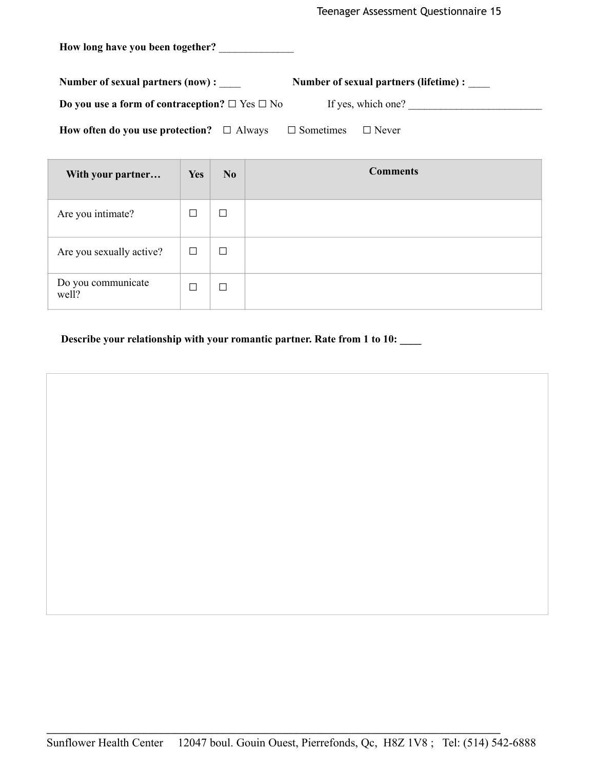**How long have you been together?** ______________

**Number of sexual partners (now) :** ____ **Number of sexual partners (lifetime) :** ____

**Do you use a form of contraception?** ☐ Yes ☐ No If yes, which one? _________________________

**How often do you use protection?** ☐ Always ☐ Sometimes ☐ Never

| With your partner… | Yes | No | Comments |
|---|---|---|---|
| Are you intimate? | ☐ | ☐ | |
| Are you sexually active? | ☐ | ☐ | |
| Do you communicate well? | ☐ | ☐ | |

**Describe your relationship with your romantic partner. Rate from 1 to 10: ____**

Sunflower Health Center 12047 boul. Gouin Ouest, Pierrefonds, Qc, H8Z 1V8 ; Tel: (514) 542-6888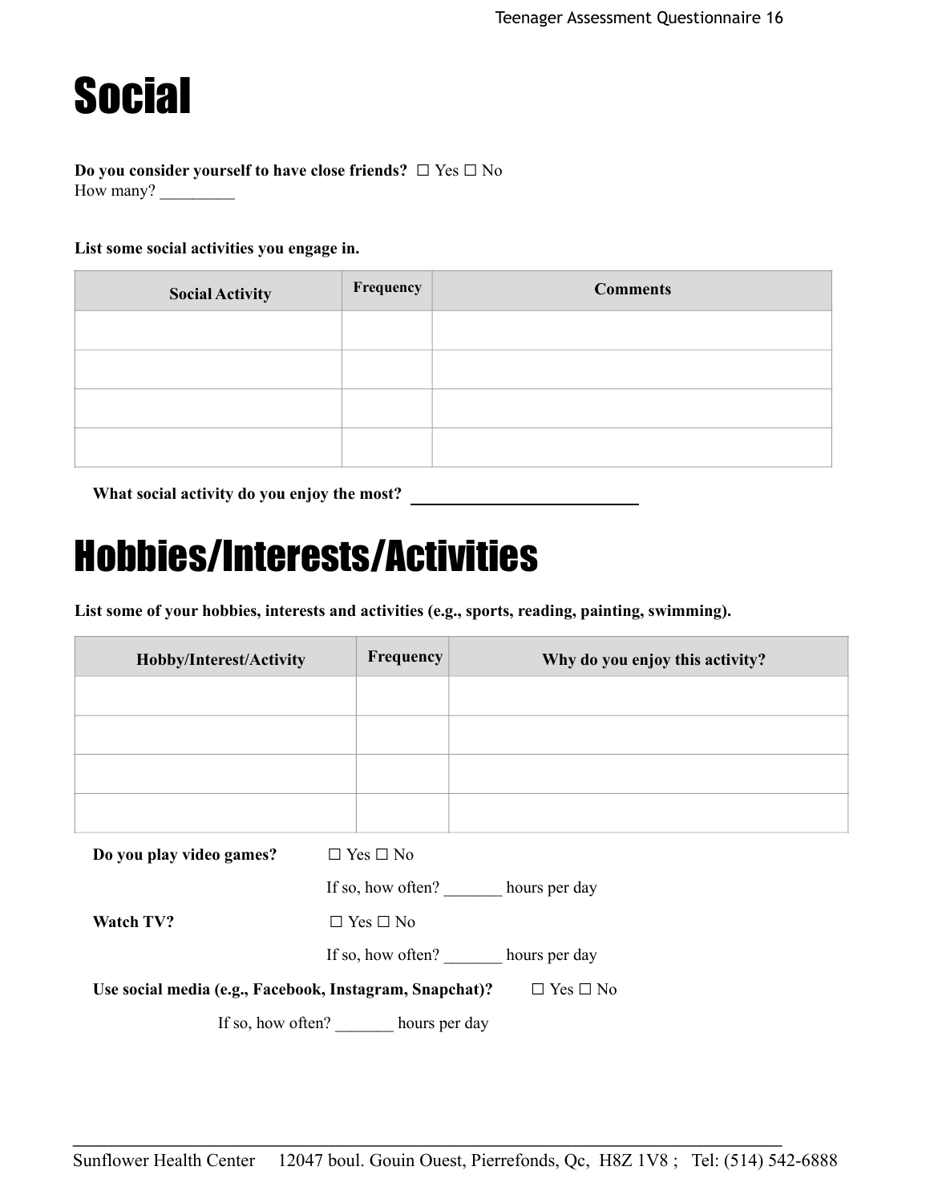# Social

**Do you consider yourself to have close friends?** ☐ Yes ☐ No
How many? _________

**List some social activities you engage in.**

| Social Activity | Frequency | Comments |
|---|---|---|
| | | |
| | | |
| | | |
| | | |

**What social activity do you enjoy the most?** ___________________________

# Hobbies/Interests/Activities

**List some of your hobbies, interests and activities (e.g., sports, reading, painting, swimming).**

| Hobby/Interest/Activity | Frequency | Why do you enjoy this activity? |
|---|---|---|
| | | |
| | | |
| | | |
| | | |

**Do you play video games?** ☐ Yes ☐ No
If so, how often? _______ hours per day

**Watch TV?** ☐ Yes ☐ No
If so, how often? _______ hours per day

**Use social media (e.g., Facebook, Instagram, Snapchat)?** ☐ Yes ☐ No
If so, how often? _______ hours per day

Sunflower Health Center 12047 boul. Gouin Ouest, Pierrefonds, Qc, H8Z 1V8 ; Tel: (514) 542-6888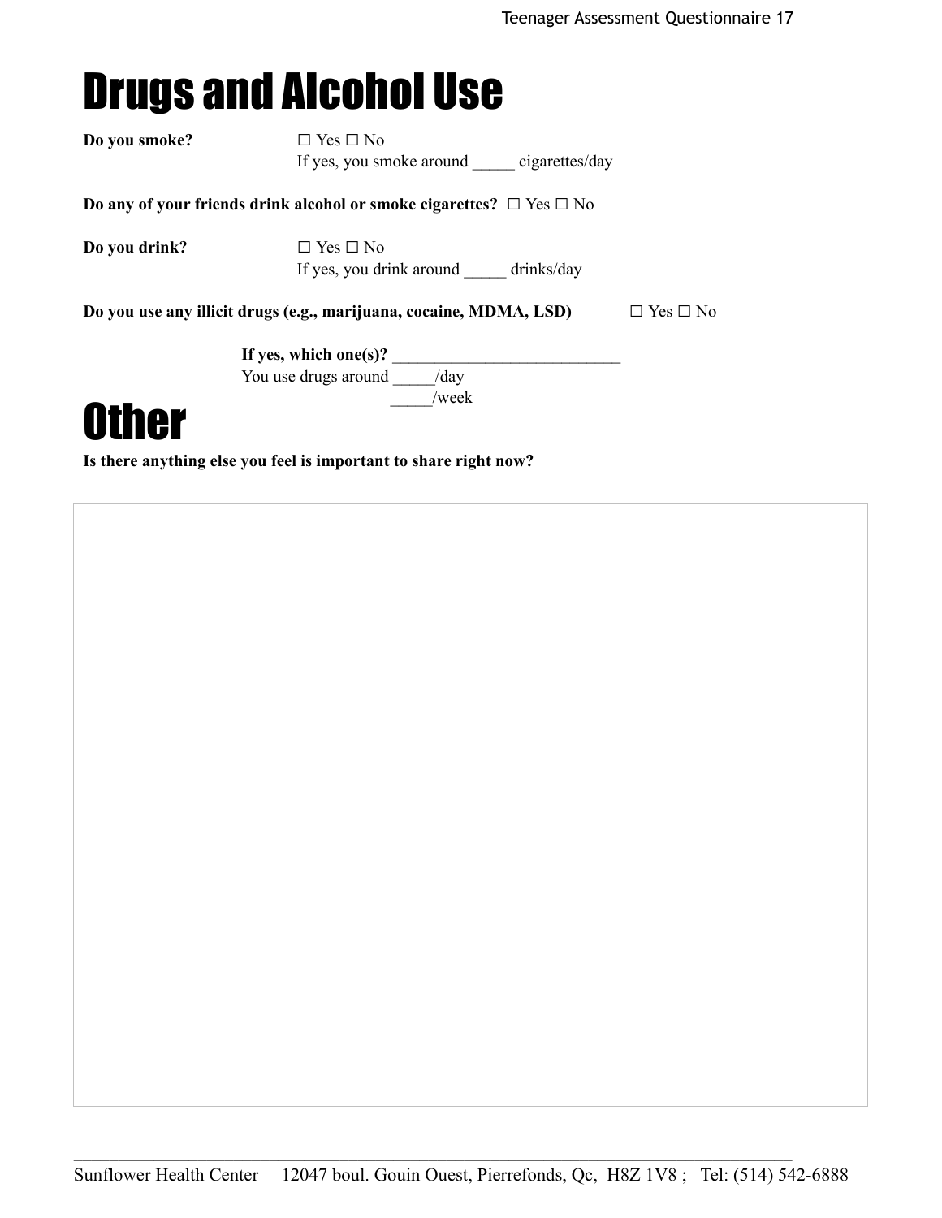# Drugs and Alcohol Use

**Do you smoke?** ☐ Yes ☐ No
If yes, you smoke around _____ cigarettes/day

**Do any of your friends drink alcohol or smoke cigarettes?** ☐ Yes ☐ No

**Do you drink?** ☐ Yes ☐ No
If yes, you drink around _____ drinks/day

**Do you use any illicit drugs (e.g., marijuana, cocaine, MDMA, LSD)** ☐ Yes ☐ No

**If yes, which one(s)?** ___________________________
You use drugs around _____/day
_____/week

# Other

**Is there anything else you feel is important to share right now?**

Sunflower Health Center 12047 boul. Gouin Ouest, Pierrefonds, Qc, H8Z 1V8 ; Tel: (514) 542-6888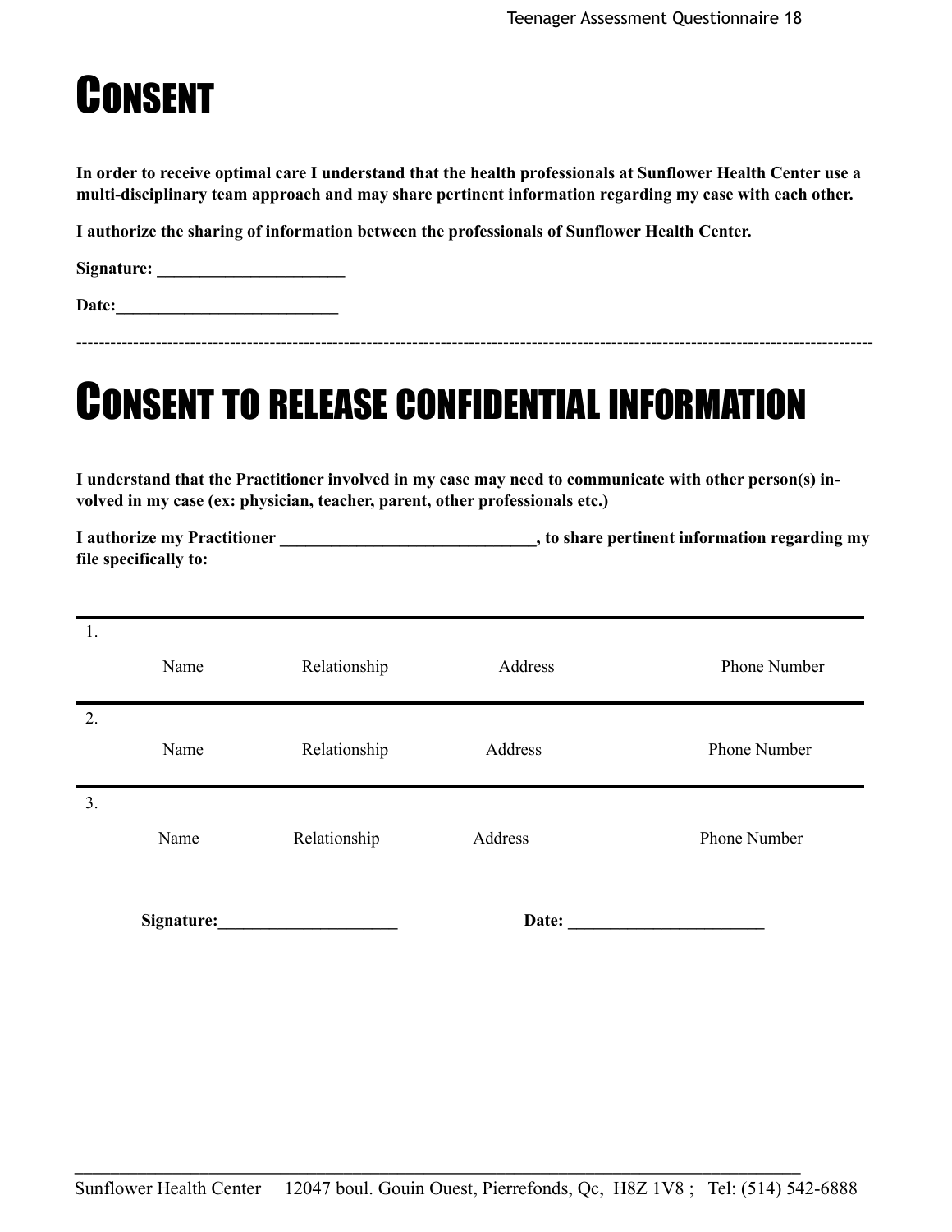# Consent

**In order to receive optimal care I understand that the health professionals at Sunflower Health Center use a multi-disciplinary team approach and may share pertinent information regarding my case with each other.**

**I authorize the sharing of information between the professionals of Sunflower Health Center.**

**Signature: ______________________**

**Date:__________________________**

---

# Consent to release confidential information

**I understand that the Practitioner involved in my case may need to communicate with other person(s) involved in my case (ex: physician, teacher, parent, other professionals etc.)**

**I authorize my Practitioner ______________________________, to share pertinent information regarding my file specifically to:**

| | | | | |
|---|---|---|---|---|
| 1. | Name | Relationship | Address | Phone Number |
| 2. | Name | Relationship | Address | Phone Number |
| 3. | Name | Relationship | Address | Phone Number |

**Signature:_____________________** **Date: _______________________**

Sunflower Health Center 12047 boul. Gouin Ouest, Pierrefonds, Qc, H8Z 1V8 ; Tel: (514) 542-6888